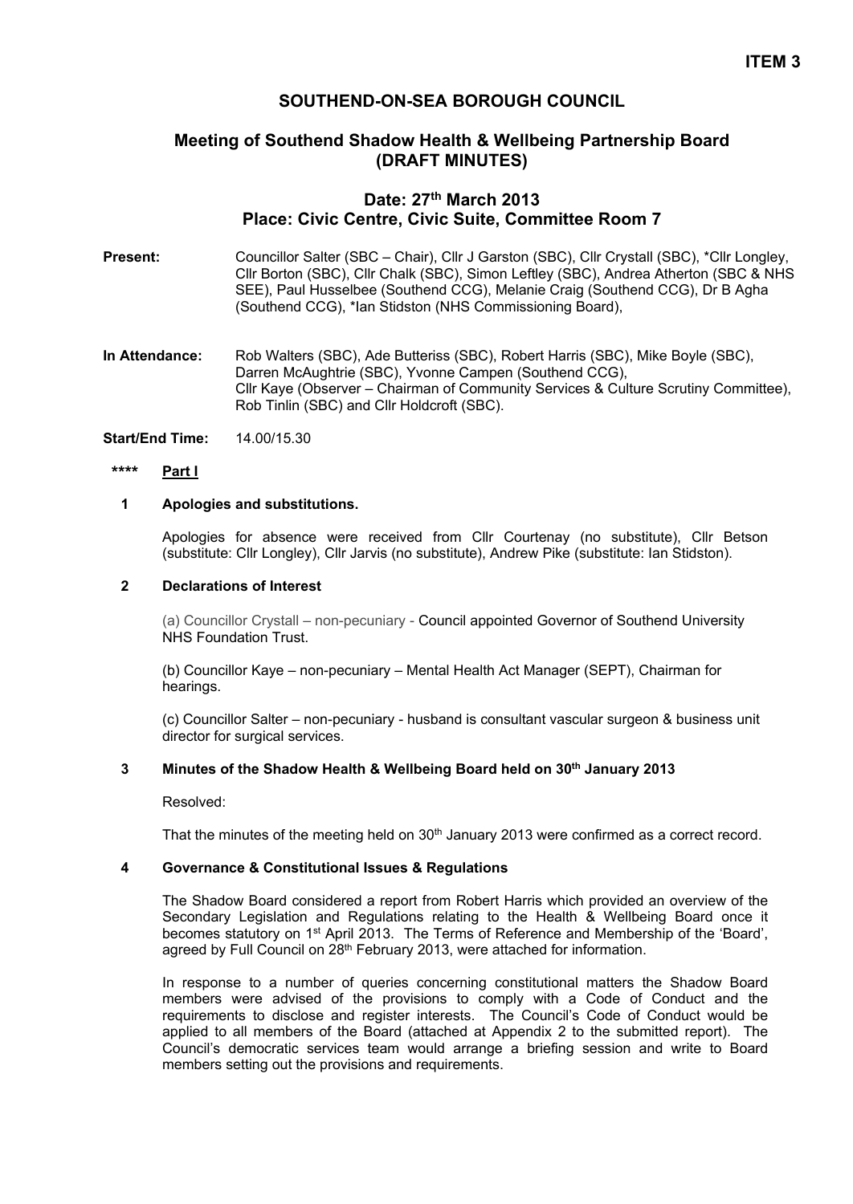**ITEM 3**

# SOUTHEND-ON-SEA BOROUGH COUNCIL

## Meeting of Southend Shadow Health & Wellbeing Partnership Board (DRAFT MINUTES)

### Date: 27th March 2013
### Place: Civic Centre, Civic Suite, Committee Room 7

**Present:** Councillor Salter (SBC – Chair), Cllr J Garston (SBC), Cllr Crystall (SBC), *Cllr Longley, Cllr Borton (SBC), Cllr Chalk (SBC), Simon Leftley (SBC), Andrea Atherton (SBC & NHS SEE), Paul Husselbee (Southend CCG), Melanie Craig (Southend CCG), Dr B Agha (Southend CCG), *Ian Stidston (NHS Commissioning Board),

**In Attendance:** Rob Walters (SBC), Ade Butteriss (SBC), Robert Harris (SBC), Mike Boyle (SBC), Darren McAughtrie (SBC), Yvonne Campen (Southend CCG), Cllr Kaye (Observer – Chairman of Community Services & Culture Scrutiny Committee), Rob Tinlin (SBC) and Cllr Holdcroft (SBC).

**Start/End Time:** 14.00/15.30

**\*\*\*\*** **Part I**

**1 Apologies and substitutions.**

Apologies for absence were received from Cllr Courtenay (no substitute), Cllr Betson (substitute: Cllr Longley), Cllr Jarvis (no substitute), Andrew Pike (substitute: Ian Stidston).

**2 Declarations of Interest**

(a) Councillor Crystall – non-pecuniary - Council appointed Governor of Southend University NHS Foundation Trust.

(b) Councillor Kaye – non-pecuniary – Mental Health Act Manager (SEPT), Chairman for hearings.

(c) Councillor Salter – non-pecuniary - husband is consultant vascular surgeon & business unit director for surgical services.

**3 Minutes of the Shadow Health & Wellbeing Board held on 30th January 2013**

Resolved:

That the minutes of the meeting held on 30th January 2013 were confirmed as a correct record.

**4 Governance & Constitutional Issues & Regulations**

The Shadow Board considered a report from Robert Harris which provided an overview of the Secondary Legislation and Regulations relating to the Health & Wellbeing Board once it becomes statutory on 1st April 2013. The Terms of Reference and Membership of the 'Board', agreed by Full Council on 28th February 2013, were attached for information.

In response to a number of queries concerning constitutional matters the Shadow Board members were advised of the provisions to comply with a Code of Conduct and the requirements to disclose and register interests. The Council's Code of Conduct would be applied to all members of the Board (attached at Appendix 2 to the submitted report). The Council's democratic services team would arrange a briefing session and write to Board members setting out the provisions and requirements.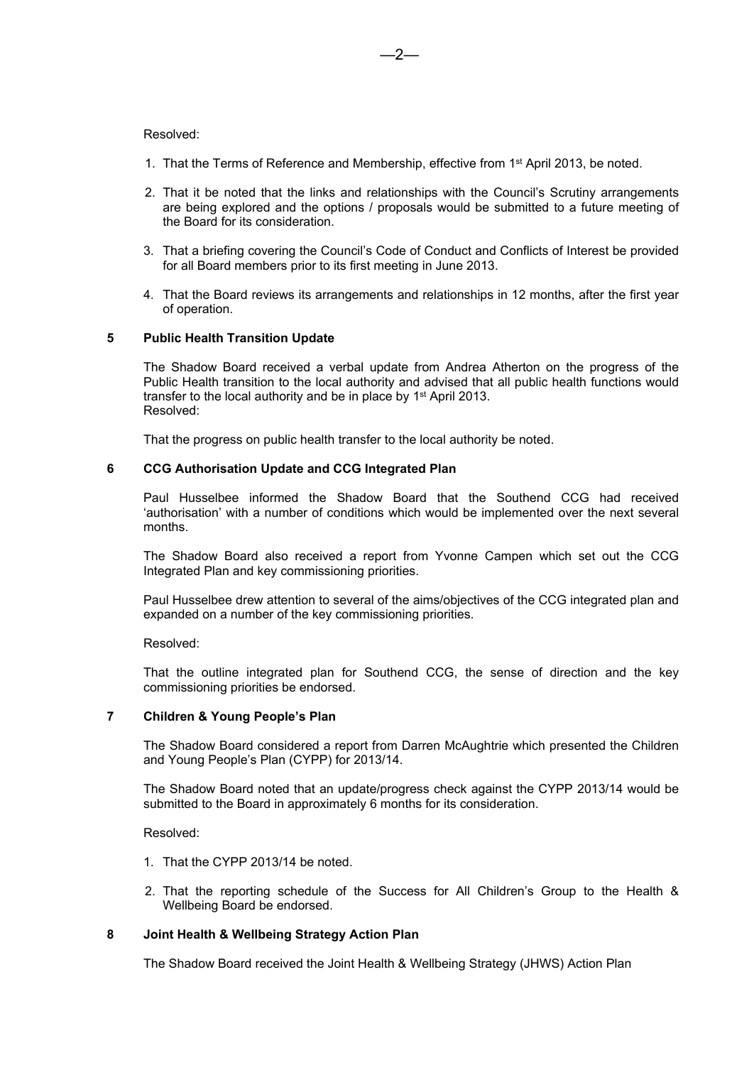Resolved:

1. That the Terms of Reference and Membership, effective from 1st April 2013, be noted.

2. That it be noted that the links and relationships with the Council's Scrutiny arrangements are being explored and the options / proposals would be submitted to a future meeting of the Board for its consideration.

3. That a briefing covering the Council's Code of Conduct and Conflicts of Interest be provided for all Board members prior to its first meeting in June 2013.

4. That the Board reviews its arrangements and relationships in 12 months, after the first year of operation.

## 5 Public Health Transition Update

The Shadow Board received a verbal update from Andrea Atherton on the progress of the Public Health transition to the local authority and advised that all public health functions would transfer to the local authority and be in place by 1st April 2013.
Resolved:

That the progress on public health transfer to the local authority be noted.

## 6 CCG Authorisation Update and CCG Integrated Plan

Paul Husselbee informed the Shadow Board that the Southend CCG had received 'authorisation' with a number of conditions which would be implemented over the next several months.

The Shadow Board also received a report from Yvonne Campen which set out the CCG Integrated Plan and key commissioning priorities.

Paul Husselbee drew attention to several of the aims/objectives of the CCG integrated plan and expanded on a number of the key commissioning priorities.

Resolved:

That the outline integrated plan for Southend CCG, the sense of direction and the key commissioning priorities be endorsed.

## 7 Children & Young People's Plan

The Shadow Board considered a report from Darren McAughtrie which presented the Children and Young People's Plan (CYPP) for 2013/14.

The Shadow Board noted that an update/progress check against the CYPP 2013/14 would be submitted to the Board in approximately 6 months for its consideration.

Resolved:

1. That the CYPP 2013/14 be noted.

2. That the reporting schedule of the Success for All Children's Group to the Health & Wellbeing Board be endorsed.

## 8 Joint Health & Wellbeing Strategy Action Plan

The Shadow Board received the Joint Health & Wellbeing Strategy (JHWS) Action Plan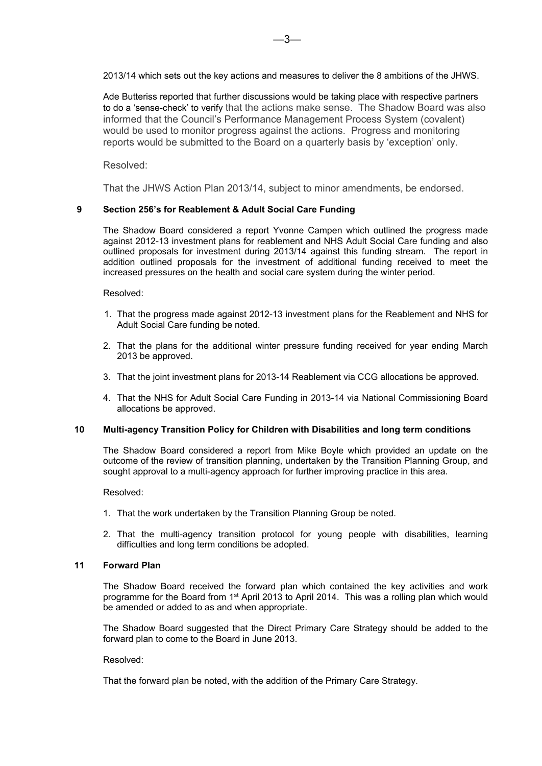2013/14 which sets out the key actions and measures to deliver the 8 ambitions of the JHWS.

Ade Butteriss reported that further discussions would be taking place with respective partners to do a 'sense-check' to verify that the actions make sense. The Shadow Board was also informed that the Council's Performance Management Process System (covalent) would be used to monitor progress against the actions. Progress and monitoring reports would be submitted to the Board on a quarterly basis by 'exception' only.

Resolved:

That the JHWS Action Plan 2013/14, subject to minor amendments, be endorsed.

### 9 Section 256's for Reablement & Adult Social Care Funding

The Shadow Board considered a report Yvonne Campen which outlined the progress made against 2012-13 investment plans for reablement and NHS Adult Social Care funding and also outlined proposals for investment during 2013/14 against this funding stream. The report in addition outlined proposals for the investment of additional funding received to meet the increased pressures on the health and social care system during the winter period.

Resolved:

1. That the progress made against 2012-13 investment plans for the Reablement and NHS for Adult Social Care funding be noted.
2. That the plans for the additional winter pressure funding received for year ending March 2013 be approved.
3. That the joint investment plans for 2013-14 Reablement via CCG allocations be approved.
4. That the NHS for Adult Social Care Funding in 2013-14 via National Commissioning Board allocations be approved.

### 10 Multi-agency Transition Policy for Children with Disabilities and long term conditions

The Shadow Board considered a report from Mike Boyle which provided an update on the outcome of the review of transition planning, undertaken by the Transition Planning Group, and sought approval to a multi-agency approach for further improving practice in this area.

Resolved:

1. That the work undertaken by the Transition Planning Group be noted.
2. That the multi-agency transition protocol for young people with disabilities, learning difficulties and long term conditions be adopted.

### 11 Forward Plan

The Shadow Board received the forward plan which contained the key activities and work programme for the Board from 1st April 2013 to April 2014. This was a rolling plan which would be amended or added to as and when appropriate.

The Shadow Board suggested that the Direct Primary Care Strategy should be added to the forward plan to come to the Board in June 2013.

Resolved:

That the forward plan be noted, with the addition of the Primary Care Strategy.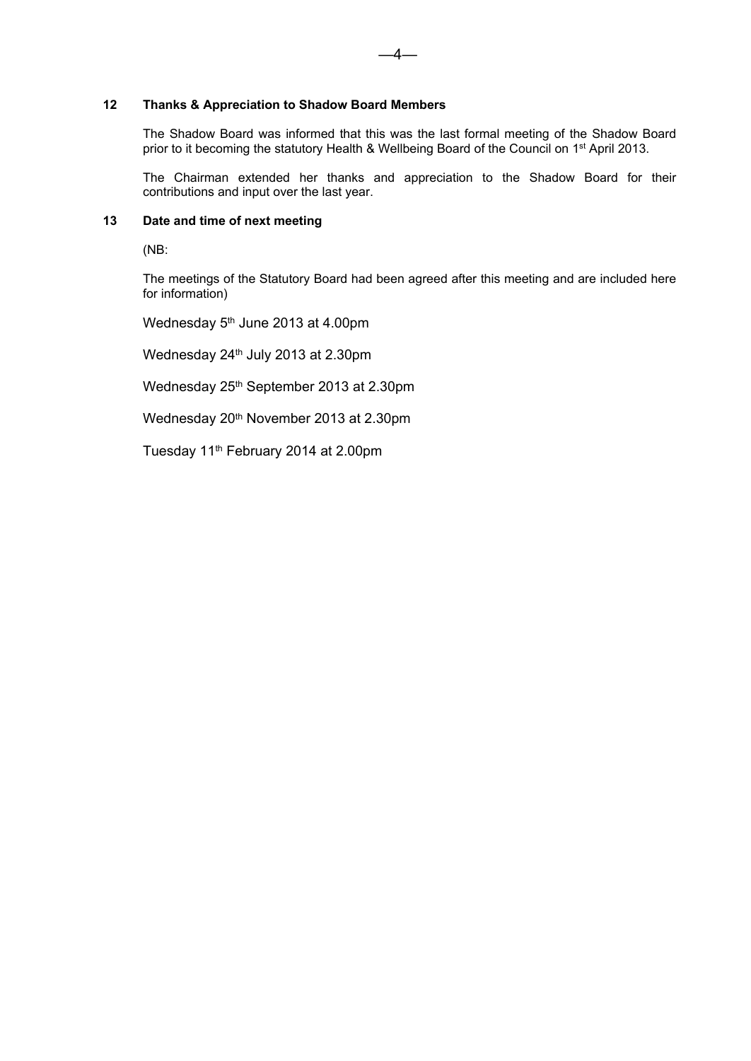## 12 Thanks & Appreciation to Shadow Board Members

The Shadow Board was informed that this was the last formal meeting of the Shadow Board prior to it becoming the statutory Health & Wellbeing Board of the Council on 1st April 2013.

The Chairman extended her thanks and appreciation to the Shadow Board for their contributions and input over the last year.

## 13 Date and time of next meeting

(NB:

The meetings of the Statutory Board had been agreed after this meeting and are included here for information)

Wednesday 5th June 2013 at 4.00pm

Wednesday 24th July 2013 at 2.30pm

Wednesday 25th September 2013 at 2.30pm

Wednesday 20th November 2013 at 2.30pm

Tuesday 11th February 2014 at 2.00pm